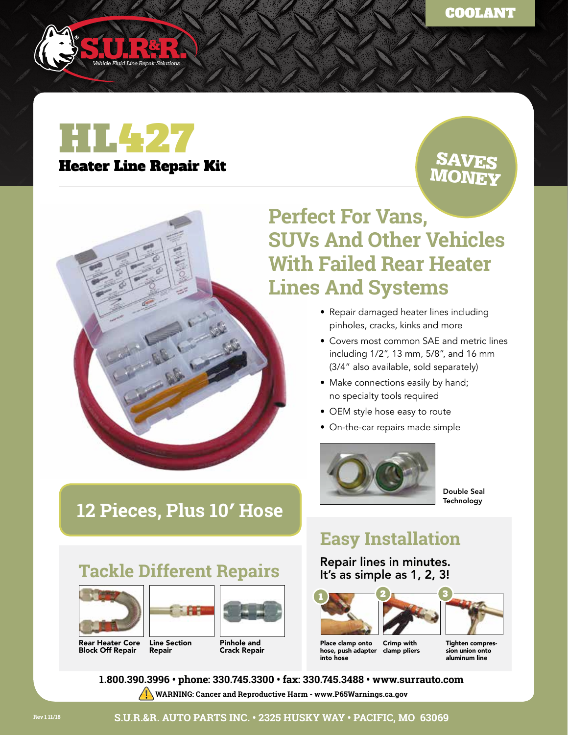COOLANT

S.U.R.&R. Vehicle Fluid Line Repair Solutions

# HL427

## Heater Line Repair Kit

SAVES MONEY

## Perfect For Vans, SUVs And Other Vehicles With Failed Rear Heater Lines And Systems

- Repair damaged heater lines including pinholes, cracks, kinks and more
- Covers most common SAE and metric lines including 1/2", 13 mm, 5/8", and 16 mm (3/4" also available, sold separately)
- Make connections easily by hand; no specialty tools required
- OEM style hose easy to route
- On-the-car repairs made simple

Double Seal Technology

## 12 Pieces, Plus 10' Hose

## Tackle Different Repairs

Rear Heater Core Block Off Repair

Line Section Repair

Pinhole and Crack Repair

## Easy Installation

**Repair lines in minutes. It's as simple as 1, 2, 3!**

1. Place clamp onto hose, push adapter into hose
2. Crimp with clamp pliers
3. Tighten compression union onto aluminum line

**1.800.390.3996 • phone: 330.745.3300 • fax: 330.745.3488 • www.surrauto.com**

**WARNING: Cancer and Reproductive Harm - www.P65Warnings.ca.gov**

Rev 1 11/18

S.U.R.&R. AUTO PARTS INC. • 2325 HUSKY WAY • PACIFIC, MO 63069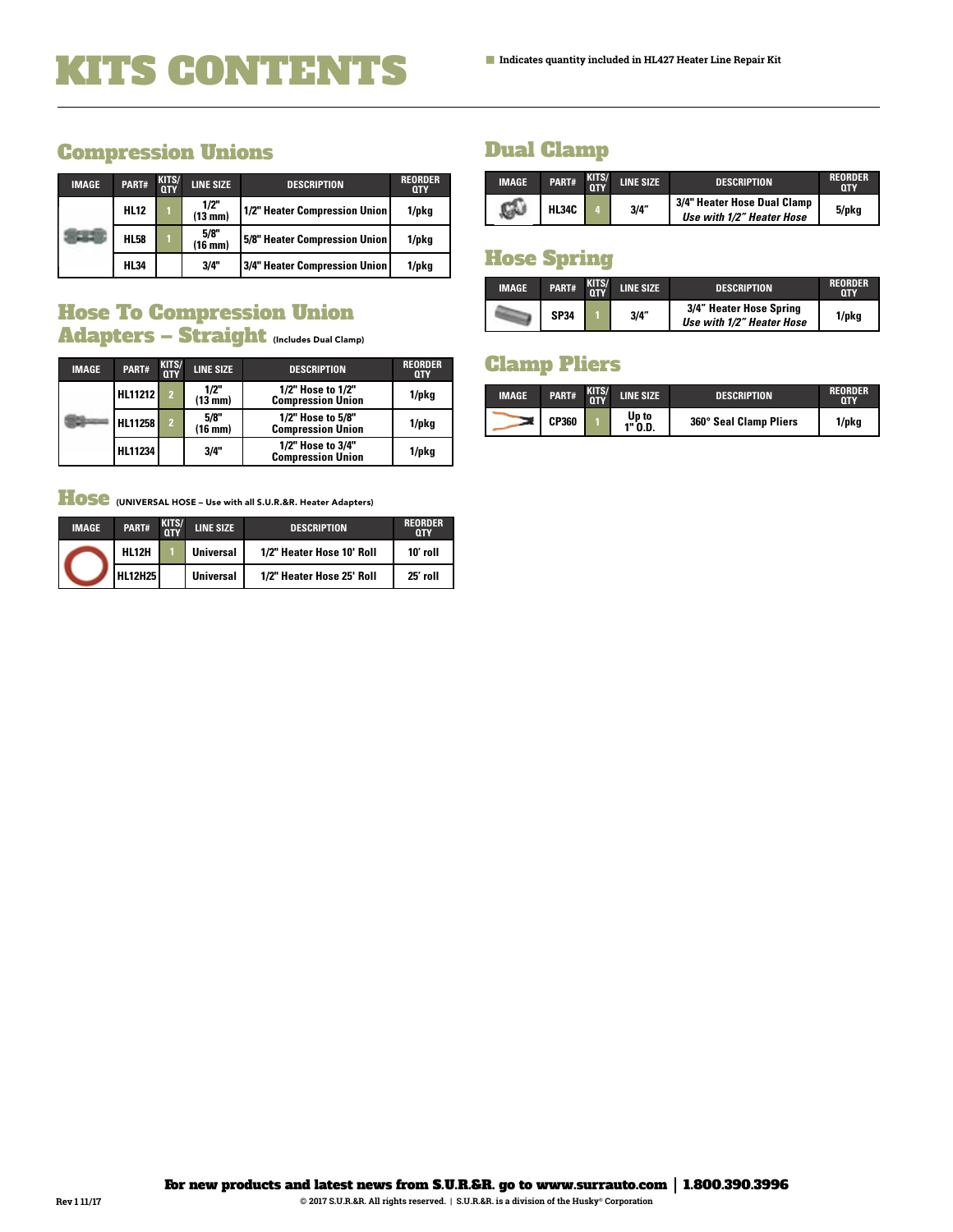# KITS CONTENTS

■ Indicates quantity included in HL427 Heater Line Repair Kit

## Compression Unions

| IMAGE | PART# | KITS/ QTY | LINE SIZE | DESCRIPTION | REORDER QTY |
|---|---|---|---|---|---|
| | HL12 | 1 | 1/2" (13 mm) | 1/2" Heater Compression Union | 1/pkg |
| | HL58 | 1 | 5/8" (16 mm) | 5/8" Heater Compression Union | 1/pkg |
| | HL34 | | 3/4" | 3/4" Heater Compression Union | 1/pkg |

## Hose To Compression Union Adapters – Straight (Includes Dual Clamp)

| IMAGE | PART# | KITS/ QTY | LINE SIZE | DESCRIPTION | REORDER QTY |
|---|---|---|---|---|---|
| | HL11212 | 2 | 1/2" (13 mm) | 1/2" Hose to 1/2" Compression Union | 1/pkg |
| | HL11258 | 2 | 5/8" (16 mm) | 1/2" Hose to 5/8" Compression Union | 1/pkg |
| | HL11234 | | 3/4" | 1/2" Hose to 3/4" Compression Union | 1/pkg |

## Hose (UNIVERSAL HOSE – Use with all S.U.R.&R. Heater Adapters)

| IMAGE | PART# | KITS/ QTY | LINE SIZE | DESCRIPTION | REORDER QTY |
|---|---|---|---|---|---|
| | HL12H | 1 | Universal | 1/2" Heater Hose 10' Roll | 10' roll |
| | HL12H25 | | Universal | 1/2" Heater Hose 25' Roll | 25' roll |

## Dual Clamp

| IMAGE | PART# | KITS/ QTY | LINE SIZE | DESCRIPTION | REORDER QTY |
|---|---|---|---|---|---|
| | HL34C | 4 | 3/4" | 3/4" Heater Hose Dual Clamp *Use with 1/2" Heater Hose* | 5/pkg |

## Hose Spring

| IMAGE | PART# | KITS/ QTY | LINE SIZE | DESCRIPTION | REORDER QTY |
|---|---|---|---|---|---|
| | SP34 | 1 | 3/4" | 3/4" Heater Hose Spring *Use with 1/2" Heater Hose* | 1/pkg |

## Clamp Pliers

| IMAGE | PART# | KITS/ QTY | LINE SIZE | DESCRIPTION | REORDER QTY |
|---|---|---|---|---|---|
| | CP360 | 1 | Up to 1" O.D. | 360° Seal Clamp Pliers | 1/pkg |

**For new products and latest news from S.U.R.&R. go to www.surrauto.com | 1.800.390.3996**

Rev 1 11/17

© 2017 S.U.R.&R. All rights reserved. | S.U.R.&R. is a division of the Husky® Corporation